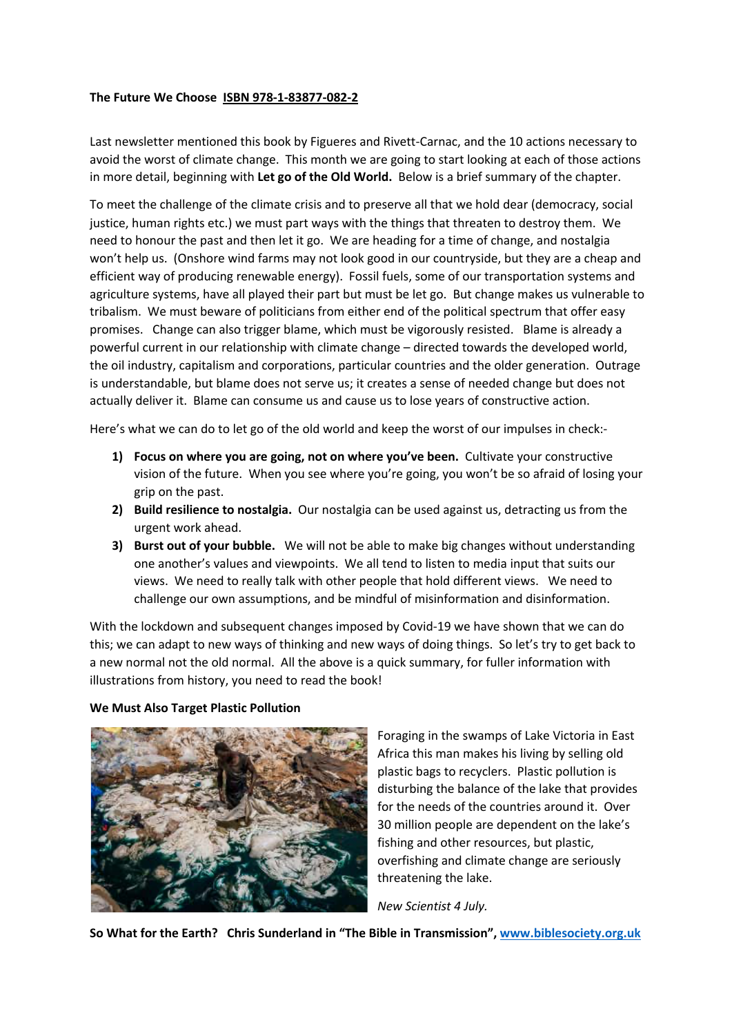**The Future We Choose** **ISBN 978-1-83877-082-2**

Last newsletter mentioned this book by Figueres and Rivett-Carnac, and the 10 actions necessary to avoid the worst of climate change. This month we are going to start looking at each of those actions in more detail, beginning with **Let go of the Old World.** Below is a brief summary of the chapter.

To meet the challenge of the climate crisis and to preserve all that we hold dear (democracy, social justice, human rights etc.) we must part ways with the things that threaten to destroy them. We need to honour the past and then let it go. We are heading for a time of change, and nostalgia won't help us. (Onshore wind farms may not look good in our countryside, but they are a cheap and efficient way of producing renewable energy). Fossil fuels, some of our transportation systems and agriculture systems, have all played their part but must be let go. But change makes us vulnerable to tribalism. We must beware of politicians from either end of the political spectrum that offer easy promises. Change can also trigger blame, which must be vigorously resisted. Blame is already a powerful current in our relationship with climate change – directed towards the developed world, the oil industry, capitalism and corporations, particular countries and the older generation. Outrage is understandable, but blame does not serve us; it creates a sense of needed change but does not actually deliver it. Blame can consume us and cause us to lose years of constructive action.

Here's what we can do to let go of the old world and keep the worst of our impulses in check:-

1) **Focus on where you are going, not on where you've been.** Cultivate your constructive vision of the future. When you see where you're going, you won't be so afraid of losing your grip on the past.
2) **Build resilience to nostalgia.** Our nostalgia can be used against us, detracting us from the urgent work ahead.
3) **Burst out of your bubble.** We will not be able to make big changes without understanding one another's values and viewpoints. We all tend to listen to media input that suits our views. We need to really talk with other people that hold different views. We need to challenge our own assumptions, and be mindful of misinformation and disinformation.

With the lockdown and subsequent changes imposed by Covid-19 we have shown that we can do this; we can adapt to new ways of thinking and new ways of doing things. So let's try to get back to a new normal not the old normal. All the above is a quick summary, for fuller information with illustrations from history, you need to read the book!

**We Must Also Target Plastic Pollution**

Foraging in the swamps of Lake Victoria in East Africa this man makes his living by selling old plastic bags to recyclers. Plastic pollution is disturbing the balance of the lake that provides for the needs of the countries around it. Over 30 million people are dependent on the lake's fishing and other resources, but plastic, overfishing and climate change are seriously threatening the lake.

*New Scientist 4 July.*

**So What for the Earth? Chris Sunderland in "The Bible in Transmission", www.biblesociety.org.uk**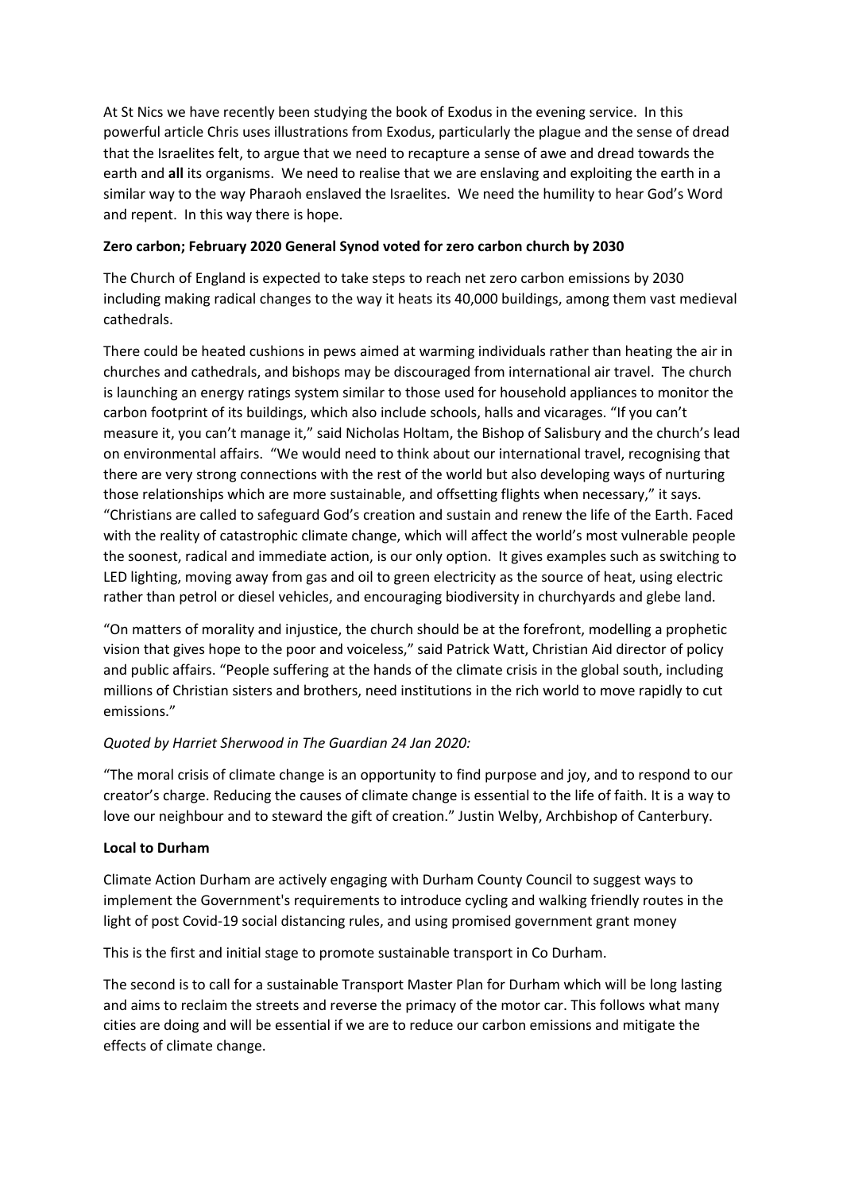At St Nics we have recently been studying the book of Exodus in the evening service. In this powerful article Chris uses illustrations from Exodus, particularly the plague and the sense of dread that the Israelites felt, to argue that we need to recapture a sense of awe and dread towards the earth and **all** its organisms. We need to realise that we are enslaving and exploiting the earth in a similar way to the way Pharaoh enslaved the Israelites. We need the humility to hear God's Word and repent. In this way there is hope.

**Zero carbon; February 2020 General Synod voted for zero carbon church by 2030**

The Church of England is expected to take steps to reach net zero carbon emissions by 2030 including making radical changes to the way it heats its 40,000 buildings, among them vast medieval cathedrals.

There could be heated cushions in pews aimed at warming individuals rather than heating the air in churches and cathedrals, and bishops may be discouraged from international air travel. The church is launching an energy ratings system similar to those used for household appliances to monitor the carbon footprint of its buildings, which also include schools, halls and vicarages. "If you can't measure it, you can't manage it," said Nicholas Holtam, the Bishop of Salisbury and the church's lead on environmental affairs. "We would need to think about our international travel, recognising that there are very strong connections with the rest of the world but also developing ways of nurturing those relationships which are more sustainable, and offsetting flights when necessary," it says. "Christians are called to safeguard God's creation and sustain and renew the life of the Earth. Faced with the reality of catastrophic climate change, which will affect the world's most vulnerable people the soonest, radical and immediate action, is our only option. It gives examples such as switching to LED lighting, moving away from gas and oil to green electricity as the source of heat, using electric rather than petrol or diesel vehicles, and encouraging biodiversity in churchyards and glebe land.

"On matters of morality and injustice, the church should be at the forefront, modelling a prophetic vision that gives hope to the poor and voiceless," said Patrick Watt, Christian Aid director of policy and public affairs. "People suffering at the hands of the climate crisis in the global south, including millions of Christian sisters and brothers, need institutions in the rich world to move rapidly to cut emissions."

*Quoted by Harriet Sherwood in The Guardian 24 Jan 2020:*

"The moral crisis of climate change is an opportunity to find purpose and joy, and to respond to our creator's charge. Reducing the causes of climate change is essential to the life of faith. It is a way to love our neighbour and to steward the gift of creation." Justin Welby, Archbishop of Canterbury.

**Local to Durham**

Climate Action Durham are actively engaging with Durham County Council to suggest ways to implement the Government's requirements to introduce cycling and walking friendly routes in the light of post Covid-19 social distancing rules, and using promised government grant money

This is the first and initial stage to promote sustainable transport in Co Durham.

The second is to call for a sustainable Transport Master Plan for Durham which will be long lasting and aims to reclaim the streets and reverse the primacy of the motor car. This follows what many cities are doing and will be essential if we are to reduce our carbon emissions and mitigate the effects of climate change.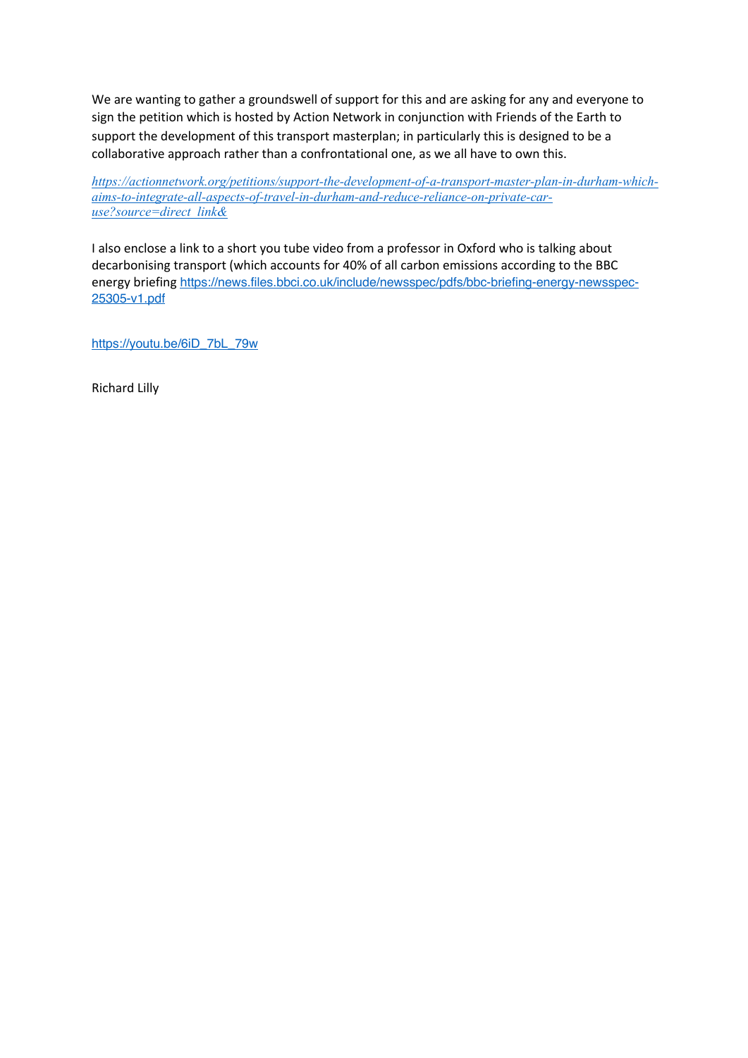We are wanting to gather a groundswell of support for this and are asking for any and everyone to sign the petition which is hosted by Action Network in conjunction with Friends of the Earth to support the development of this transport masterplan; in particularly this is designed to be a collaborative approach rather than a confrontational one, as we all have to own this.

*https://actionnetwork.org/petitions/support-the-development-of-a-transport-master-plan-in-durham-which-aims-to-integrate-all-aspects-of-travel-in-durham-and-reduce-reliance-on-private-car-use?source=direct_link&*

I also enclose a link to a short you tube video from a professor in Oxford who is talking about decarbonising transport (which accounts for 40% of all carbon emissions according to the BBC energy briefing https://news.files.bbci.co.uk/include/newsspec/pdfs/bbc-briefing-energy-newsspec-25305-v1.pdf

https://youtu.be/6iD_7bL_79w

Richard Lilly